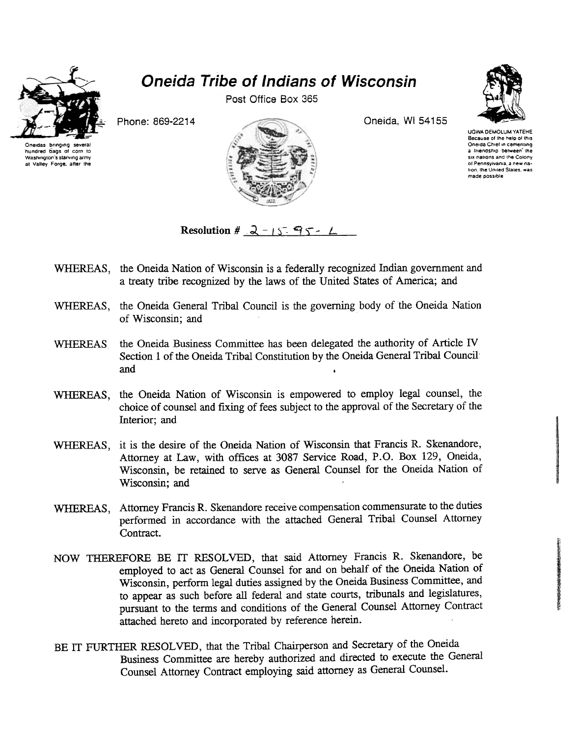# Oneida Tribe of Indians of Wisconsin

Post Office Box 365

Phone: 869-2214

Oneida, WI 54155

Oneidas bringing several hundred bags of corn to Washington's starving army at Valley Forge, after the

UGWA DEMOLUM YATEHE Because of the help of this Oneida Chief in cementing a friendship between the six nations and the Colony of Pennsylvania, a new nation, the United States, was made possible

**Resolution #** 2-15-95-L

WHEREAS, the Oneida Nation of Wisconsin is a federally recognized Indian government and a treaty tribe recognized by the laws of the United States of America; and

WHEREAS, the Oneida General Tribal Council is the governing body of the Oneida Nation of Wisconsin; and

WHEREAS the Oneida Business Committee has been delegated the authority of Article IV Section 1 of the Oneida Tribal Constitution by the Oneida General Tribal Council and

WHEREAS, the Oneida Nation of Wisconsin is empowered to employ legal counsel, the choice of counsel and fixing of fees subject to the approval of the Secretary of the Interior; and

WHEREAS, it is the desire of the Oneida Nation of Wisconsin that Francis R. Skenandore, Attorney at Law, with offices at 3087 Service Road, P.O. Box 129, Oneida, Wisconsin, be retained to serve as General Counsel for the Oneida Nation of Wisconsin; and

WHEREAS, Attorney Francis R. Skenandore receive compensation commensurate to the duties performed in accordance with the attached General Tribal Counsel Attorney Contract.

NOW THEREFORE BE IT RESOLVED, that said Attorney Francis R. Skenandore, be employed to act as General Counsel for and on behalf of the Oneida Nation of Wisconsin, perform legal duties assigned by the Oneida Business Committee, and to appear as such before all federal and state courts, tribunals and legislatures, pursuant to the terms and conditions of the General Counsel Attorney Contract attached hereto and incorporated by reference herein.

BE IT FURTHER RESOLVED, that the Tribal Chairperson and Secretary of the Oneida Business Committee are hereby authorized and directed to execute the General Counsel Attorney Contract employing said attorney as General Counsel.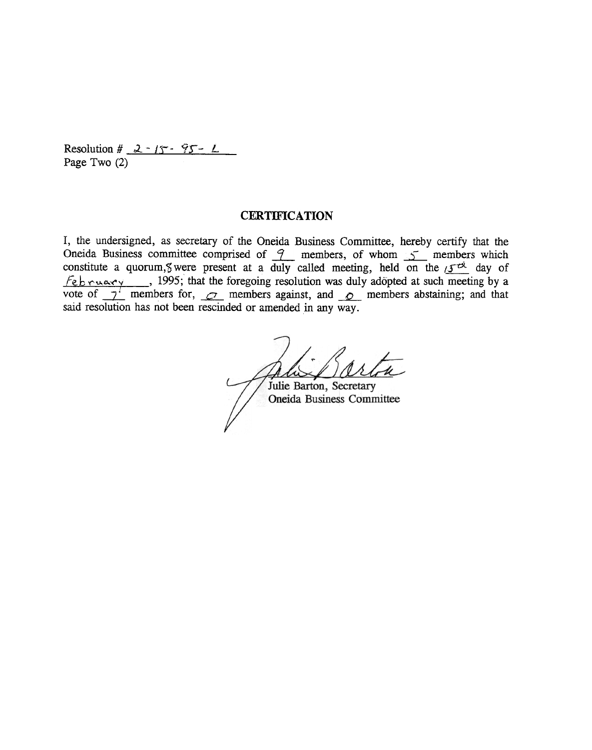Resolution # 2-15-95-L
Page Two (2)

## CERTIFICATION

I, the undersigned, as secretary of the Oneida Business Committee, hereby certify that the Oneida Business committee comprised of 9 members, of whom 5 members which constitute a quorum, 8 were present at a duly called meeting, held on the 15th day of February, 1995; that the foregoing resolution was duly adopted at such meeting by a vote of 7 members for, 0 members against, and 0 members abstaining; and that said resolution has not been rescinded or amended in any way.

Julie Barton, Secretary
Oneida Business Committee